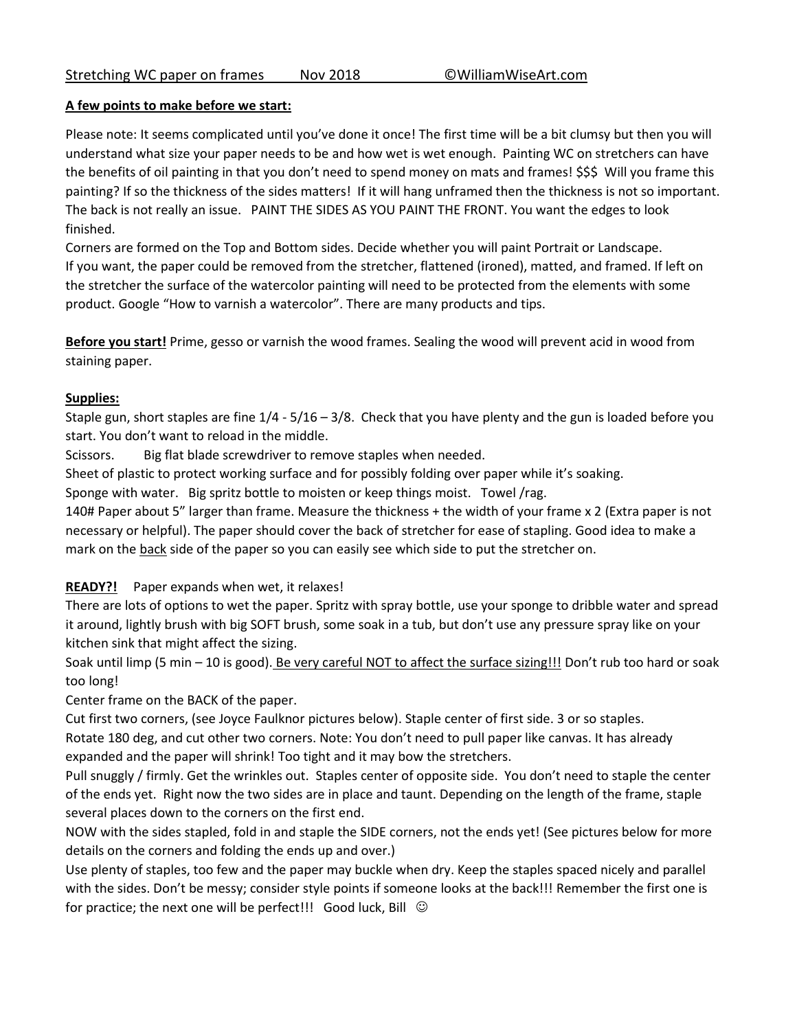Stretching WC paper on frames Nov 2018 ©WilliamWiseArt.com

**A few points to make before we start:**

Please note: It seems complicated until you've done it once! The first time will be a bit clumsy but then you will understand what size your paper needs to be and how wet is wet enough. Painting WC on stretchers can have the benefits of oil painting in that you don't need to spend money on mats and frames! $$$ Will you frame this painting? If so the thickness of the sides matters! If it will hang unframed then the thickness is not so important. The back is not really an issue. PAINT THE SIDES AS YOU PAINT THE FRONT. You want the edges to look finished.

Corners are formed on the Top and Bottom sides. Decide whether you will paint Portrait or Landscape.

If you want, the paper could be removed from the stretcher, flattened (ironed), matted, and framed. If left on the stretcher the surface of the watercolor painting will need to be protected from the elements with some product. Google "How to varnish a watercolor". There are many products and tips.

**Before you start!** Prime, gesso or varnish the wood frames. Sealing the wood will prevent acid in wood from staining paper.

**Supplies:**

Staple gun, short staples are fine 1/4 - 5/16 – 3/8. Check that you have plenty and the gun is loaded before you start. You don't want to reload in the middle.

Scissors. Big flat blade screwdriver to remove staples when needed.

Sheet of plastic to protect working surface and for possibly folding over paper while it's soaking.

Sponge with water. Big spritz bottle to moisten or keep things moist. Towel /rag.

140# Paper about 5" larger than frame. Measure the thickness + the width of your frame x 2 (Extra paper is not necessary or helpful). The paper should cover the back of stretcher for ease of stapling. Good idea to make a mark on the back side of the paper so you can easily see which side to put the stretcher on.

**READY?!** Paper expands when wet, it relaxes!

There are lots of options to wet the paper. Spritz with spray bottle, use your sponge to dribble water and spread it around, lightly brush with big SOFT brush, some soak in a tub, but don't use any pressure spray like on your kitchen sink that might affect the sizing.

Soak until limp (5 min – 10 is good). Be very careful NOT to affect the surface sizing!!! Don't rub too hard or soak too long!

Center frame on the BACK of the paper.

Cut first two corners, (see Joyce Faulknor pictures below). Staple center of first side. 3 or so staples.

Rotate 180 deg, and cut other two corners. Note: You don't need to pull paper like canvas. It has already expanded and the paper will shrink! Too tight and it may bow the stretchers.

Pull snuggly / firmly. Get the wrinkles out. Staples center of opposite side. You don't need to staple the center of the ends yet. Right now the two sides are in place and taunt. Depending on the length of the frame, staple several places down to the corners on the first end.

NOW with the sides stapled, fold in and staple the SIDE corners, not the ends yet! (See pictures below for more details on the corners and folding the ends up and over.)

Use plenty of staples, too few and the paper may buckle when dry. Keep the staples spaced nicely and parallel with the sides. Don't be messy; consider style points if someone looks at the back!!! Remember the first one is for practice; the next one will be perfect!!! Good luck, Bill ☺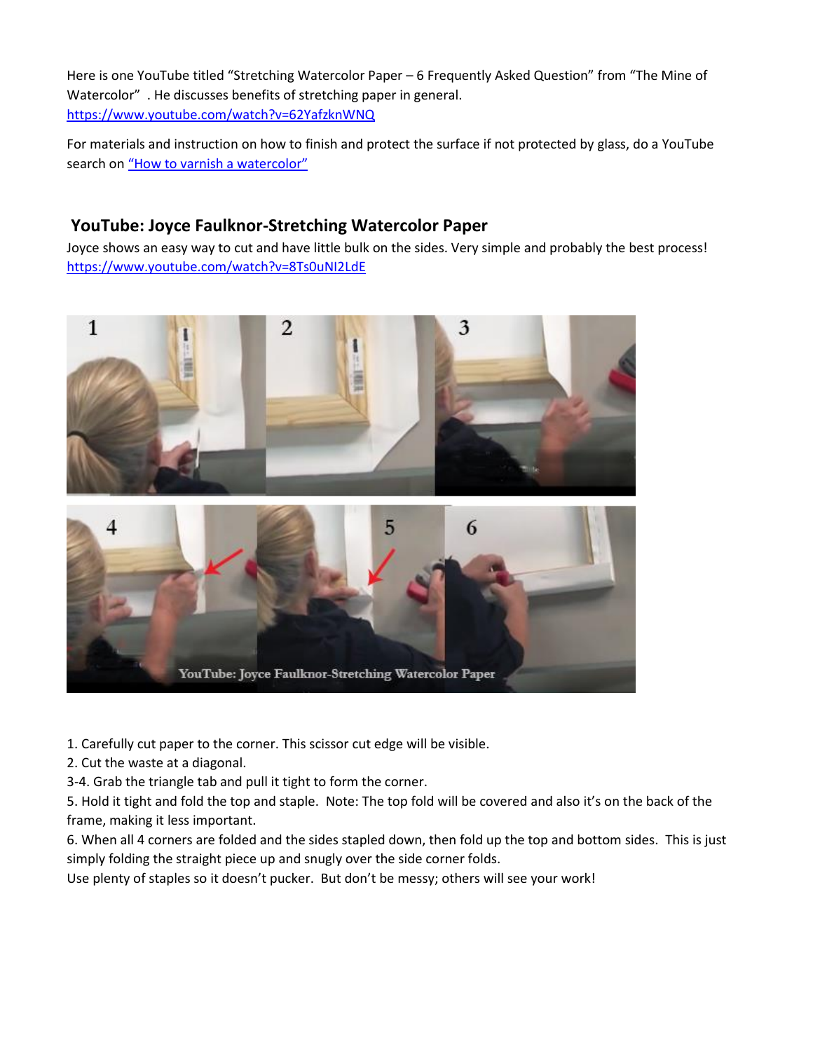Here is one YouTube titled "Stretching Watercolor Paper – 6 Frequently Asked Question" from "The Mine of Watercolor" . He discusses benefits of stretching paper in general.
https://www.youtube.com/watch?v=62YafzknWNQ

For materials and instruction on how to finish and protect the surface if not protected by glass, do a YouTube search on "How to varnish a watercolor"

## YouTube: Joyce Faulknor-Stretching Watercolor Paper

Joyce shows an easy way to cut and have little bulk on the sides. Very simple and probably the best process!
https://www.youtube.com/watch?v=8Ts0uNI2LdE

1. Carefully cut paper to the corner. This scissor cut edge will be visible.
2. Cut the waste at a diagonal.
3-4. Grab the triangle tab and pull it tight to form the corner.
5. Hold it tight and fold the top and staple. Note: The top fold will be covered and also it's on the back of the frame, making it less important.
6. When all 4 corners are folded and the sides stapled down, then fold up the top and bottom sides. This is just simply folding the straight piece up and snugly over the side corner folds.
Use plenty of staples so it doesn't pucker. But don't be messy; others will see your work!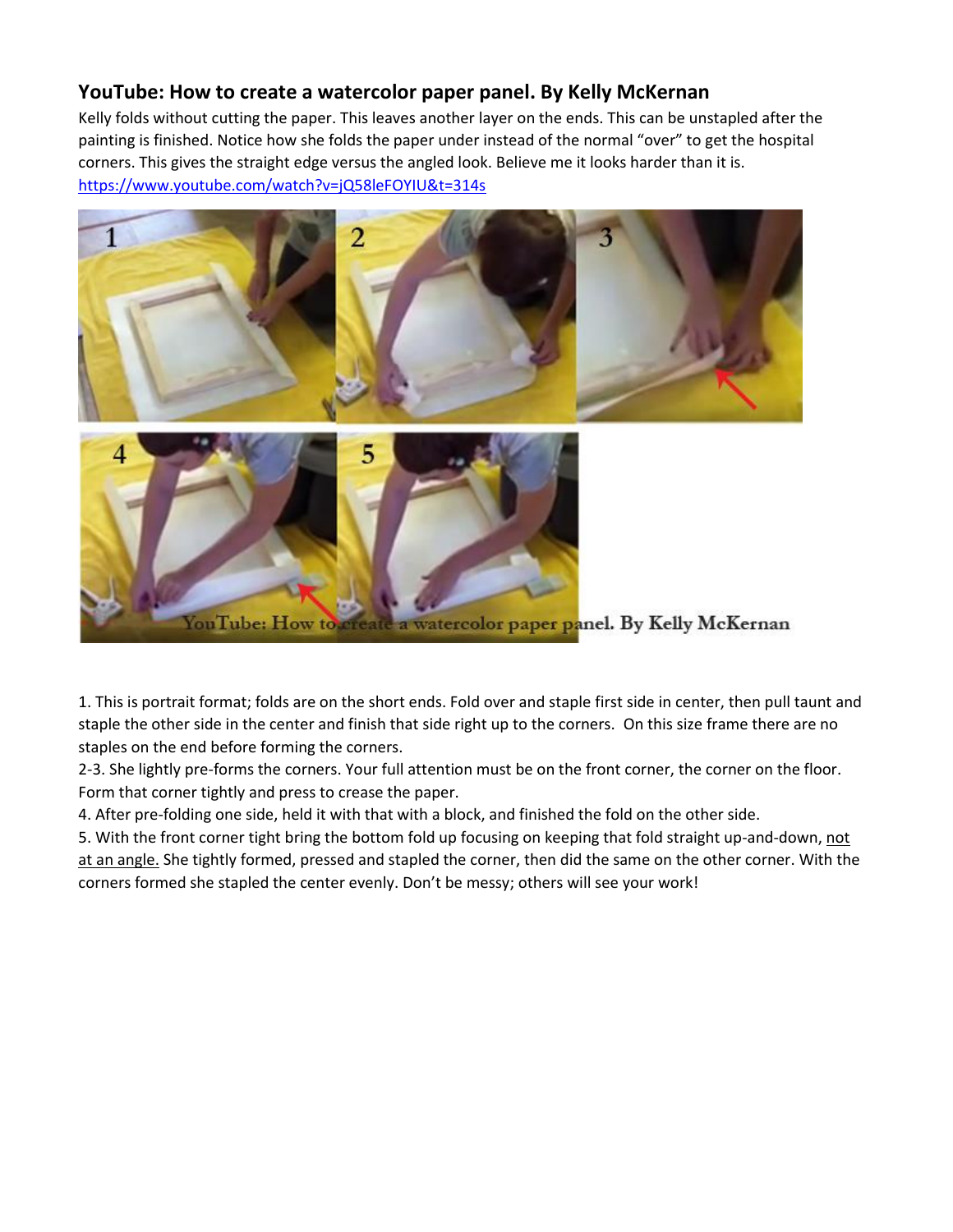## YouTube: How to create a watercolor paper panel. By Kelly McKernan

Kelly folds without cutting the paper. This leaves another layer on the ends. This can be unstapled after the painting is finished. Notice how she folds the paper under instead of the normal "over" to get the hospital corners. This gives the straight edge versus the angled look. Believe me it looks harder than it is.
https://www.youtube.com/watch?v=jQ58leFOYIU&t=314s

1. This is portrait format; folds are on the short ends. Fold over and staple first side in center, then pull taunt and staple the other side in the center and finish that side right up to the corners. On this size frame there are no staples on the end before forming the corners.

2-3. She lightly pre-forms the corners. Your full attention must be on the front corner, the corner on the floor. Form that corner tightly and press to crease the paper.

4. After pre-folding one side, held it with that with a block, and finished the fold on the other side.

5. With the front corner tight bring the bottom fold up focusing on keeping that fold straight up-and-down, not at an angle. She tightly formed, pressed and stapled the corner, then did the same on the other corner. With the corners formed she stapled the center evenly. Don't be messy; others will see your work!